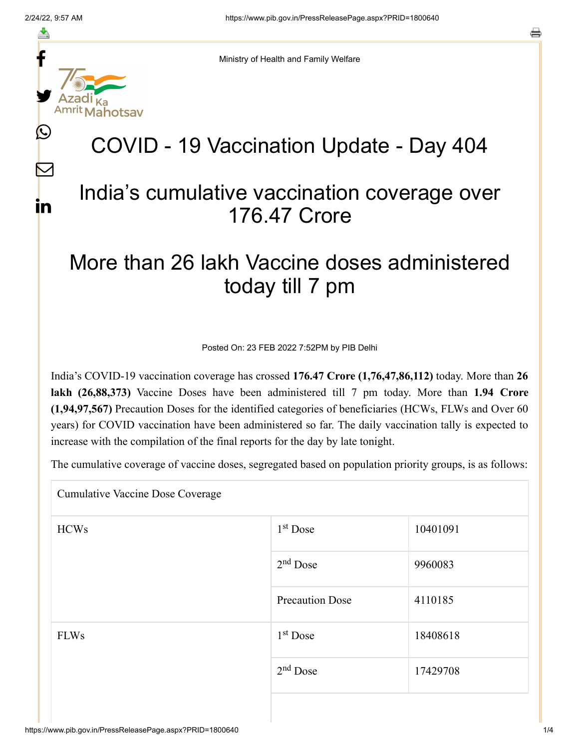Ministry of Health and Family Welfare

# COVID - 19 Vaccination Update - Day 404

## India's cumulative vaccination coverage over 176.47 Crore

## More than 26 lakh Vaccine doses administered today till 7 pm

Posted On: 23 FEB 2022 7:52PM by PIB Delhi

India's COVID-19 vaccination coverage has crossed **176.47 Crore (1,76,47,86,112)** today. More than **26 lakh (26,88,373)** Vaccine Doses have been administered till 7 pm today. More than **1.94 Crore (1,94,97,567)** Precaution Doses for the identified categories of beneficiaries (HCWs, FLWs and Over 60 years) for COVID vaccination have been administered so far. The daily vaccination tally is expected to increase with the compilation of the final reports for the day by late tonight.

The cumulative coverage of vaccine doses, segregated based on population priority groups, is as follows:

| Cumulative Vaccine Dose Coverage | | |
|---|---|---|
| HCWs | 1st Dose | 10401091 |
| | 2nd Dose | 9960083 |
| | Precaution Dose | 4110185 |
| FLWs | 1st Dose | 18408618 |
| | 2nd Dose | 17429708 |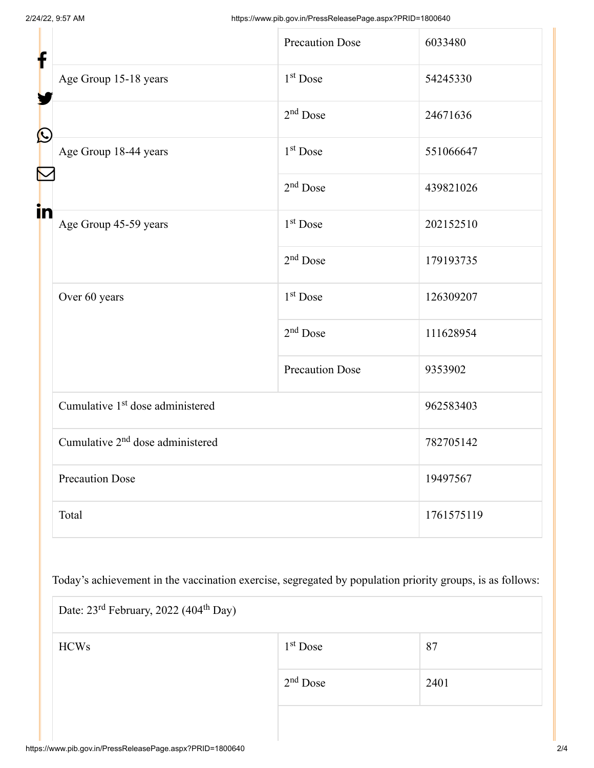| | | |
|---|---|---|
| | Precaution Dose | 6033480 |
| Age Group 15-18 years | 1st Dose | 54245330 |
| | 2nd Dose | 24671636 |
| Age Group 18-44 years | 1st Dose | 551066647 |
| | 2nd Dose | 439821026 |
| Age Group 45-59 years | 1st Dose | 202152510 |
| | 2nd Dose | 179193735 |
| Over 60 years | 1st Dose | 126309207 |
| | 2nd Dose | 111628954 |
| | Precaution Dose | 9353902 |
| Cumulative 1st dose administered | | 962583403 |
| Cumulative 2nd dose administered | | 782705142 |
| Precaution Dose | | 19497567 |
| Total | | 1761575119 |

Today's achievement in the vaccination exercise, segregated by population priority groups, is as follows:

| Date: 23rd February, 2022 (404th Day) | | |
|---|---|---|
| HCWs | 1st Dose | 87 |
| | 2nd Dose | 2401 |
| | | |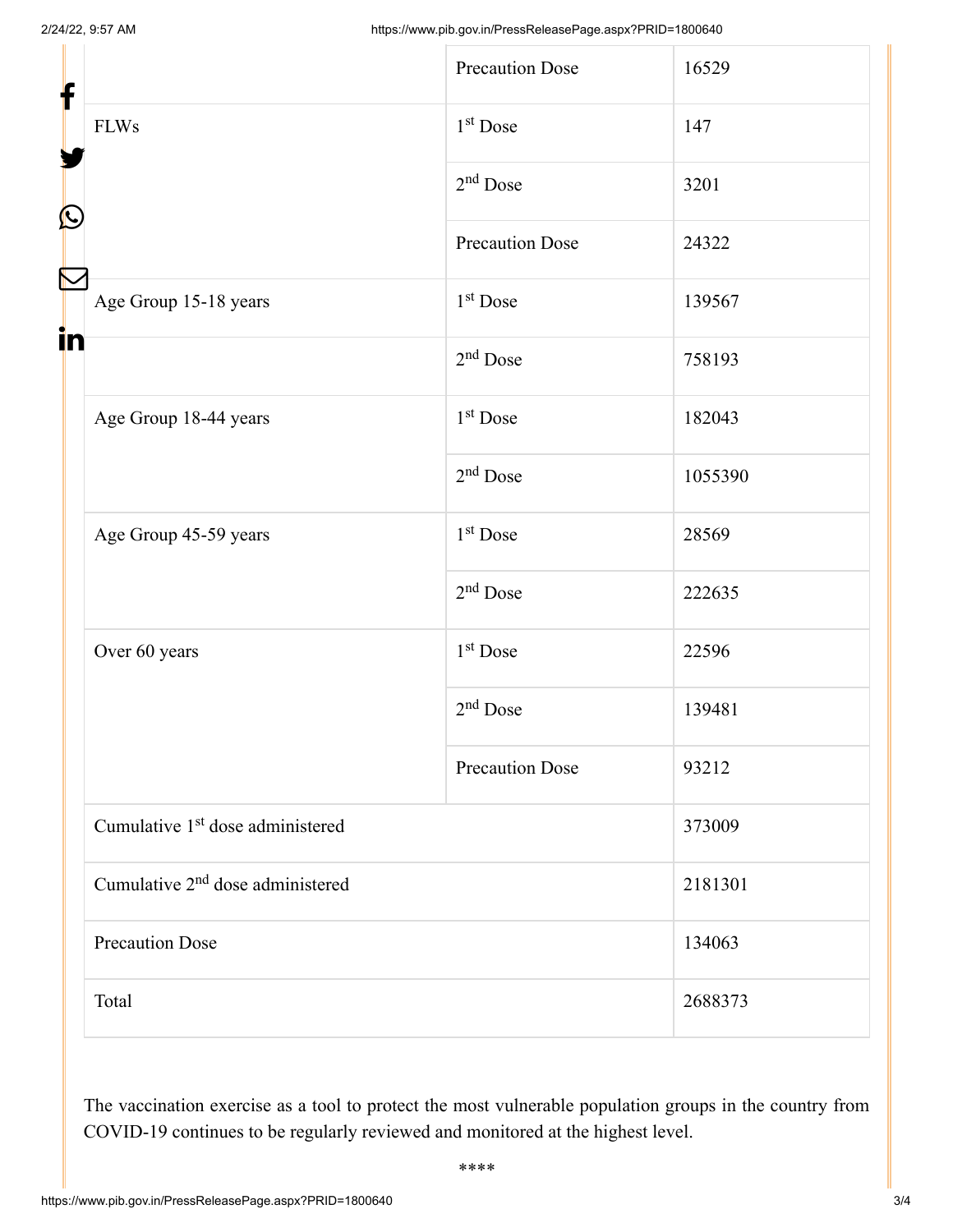| | | |
|---|---|---|
| | Precaution Dose | 16529 |
| FLWs | 1st Dose | 147 |
| | 2nd Dose | 3201 |
| | Precaution Dose | 24322 |
| Age Group 15-18 years | 1st Dose | 139567 |
| | 2nd Dose | 758193 |
| Age Group 18-44 years | 1st Dose | 182043 |
| | 2nd Dose | 1055390 |
| Age Group 45-59 years | 1st Dose | 28569 |
| | 2nd Dose | 222635 |
| Over 60 years | 1st Dose | 22596 |
| | 2nd Dose | 139481 |
| | Precaution Dose | 93212 |
| Cumulative 1st dose administered | | 373009 |
| Cumulative 2nd dose administered | | 2181301 |
| Precaution Dose | | 134063 |
| Total | | 2688373 |

The vaccination exercise as a tool to protect the most vulnerable population groups in the country from COVID-19 continues to be regularly reviewed and monitored at the highest level.

****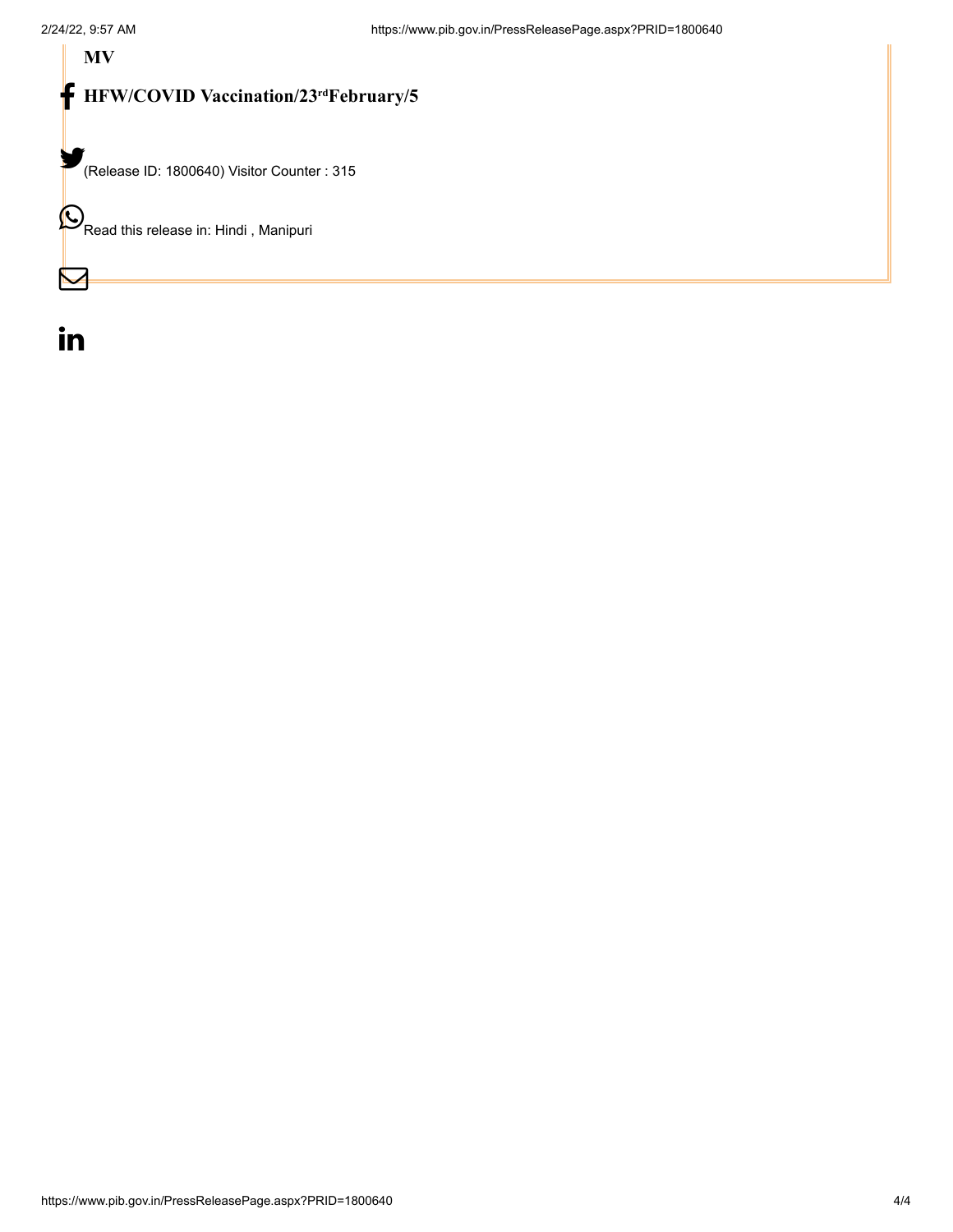**MV**

**HFW/COVID Vaccination/23rdFebruary/5**

(Release ID: 1800640) Visitor Counter : 315

Read this release in: Hindi , Manipuri